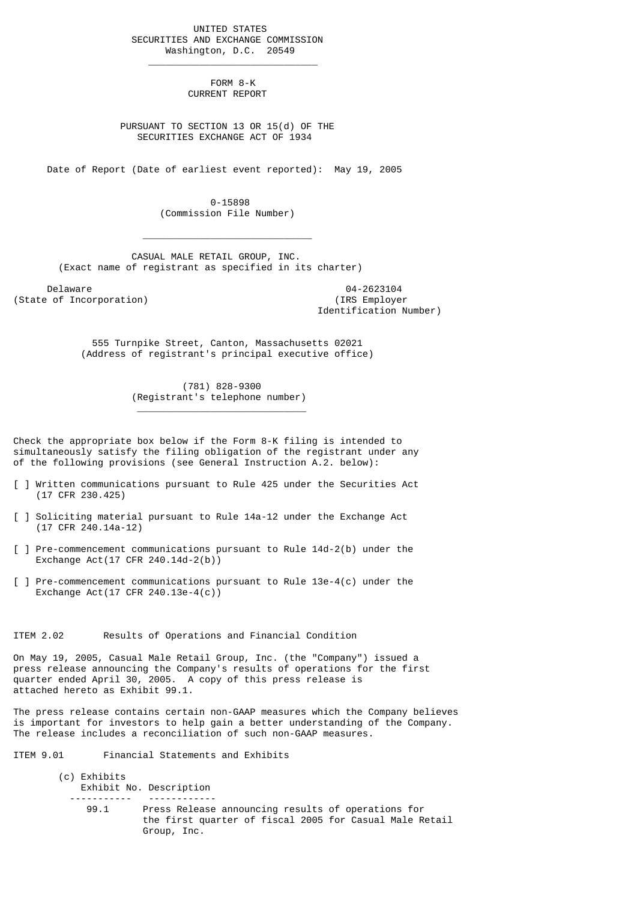UNITED STATES
SECURITIES AND EXCHANGE COMMISSION
Washington, D.C. 20549

---

# FORM 8-K
## CURRENT REPORT

PURSUANT TO SECTION 13 OR 15(d) OF THE
SECURITIES EXCHANGE ACT OF 1934

Date of Report (Date of earliest event reported): May 19, 2005

0-15898
(Commission File Number)

---

CASUAL MALE RETAIL GROUP, INC.
(Exact name of registrant as specified in its charter)

| Delaware | 04-2623104 |
|---|---|
| (State of Incorporation) | (IRS Employer Identification Number) |

555 Turnpike Street, Canton, Massachusetts 02021
(Address of registrant's principal executive office)

(781) 828-9300
(Registrant's telephone number)

---

Check the appropriate box below if the Form 8-K filing is intended to simultaneously satisfy the filing obligation of the registrant under any of the following provisions (see General Instruction A.2. below):

[ ] Written communications pursuant to Rule 425 under the Securities Act (17 CFR 230.425)

[ ] Soliciting material pursuant to Rule 14a-12 under the Exchange Act (17 CFR 240.14a-12)

[ ] Pre-commencement communications pursuant to Rule 14d-2(b) under the Exchange Act(17 CFR 240.14d-2(b))

[ ] Pre-commencement communications pursuant to Rule 13e-4(c) under the Exchange Act(17 CFR 240.13e-4(c))

ITEM 2.02 Results of Operations and Financial Condition

On May 19, 2005, Casual Male Retail Group, Inc. (the "Company") issued a press release announcing the Company's results of operations for the first quarter ended April 30, 2005. A copy of this press release is attached hereto as Exhibit 99.1.

The press release contains certain non-GAAP measures which the Company believes is important for investors to help gain a better understanding of the Company. The release includes a reconciliation of such non-GAAP measures.

ITEM 9.01 Financial Statements and Exhibits

(c) Exhibits

| Exhibit No. | Description |
|---|---|
| 99.1 | Press Release announcing results of operations for the first quarter of fiscal 2005 for Casual Male Retail Group, Inc. |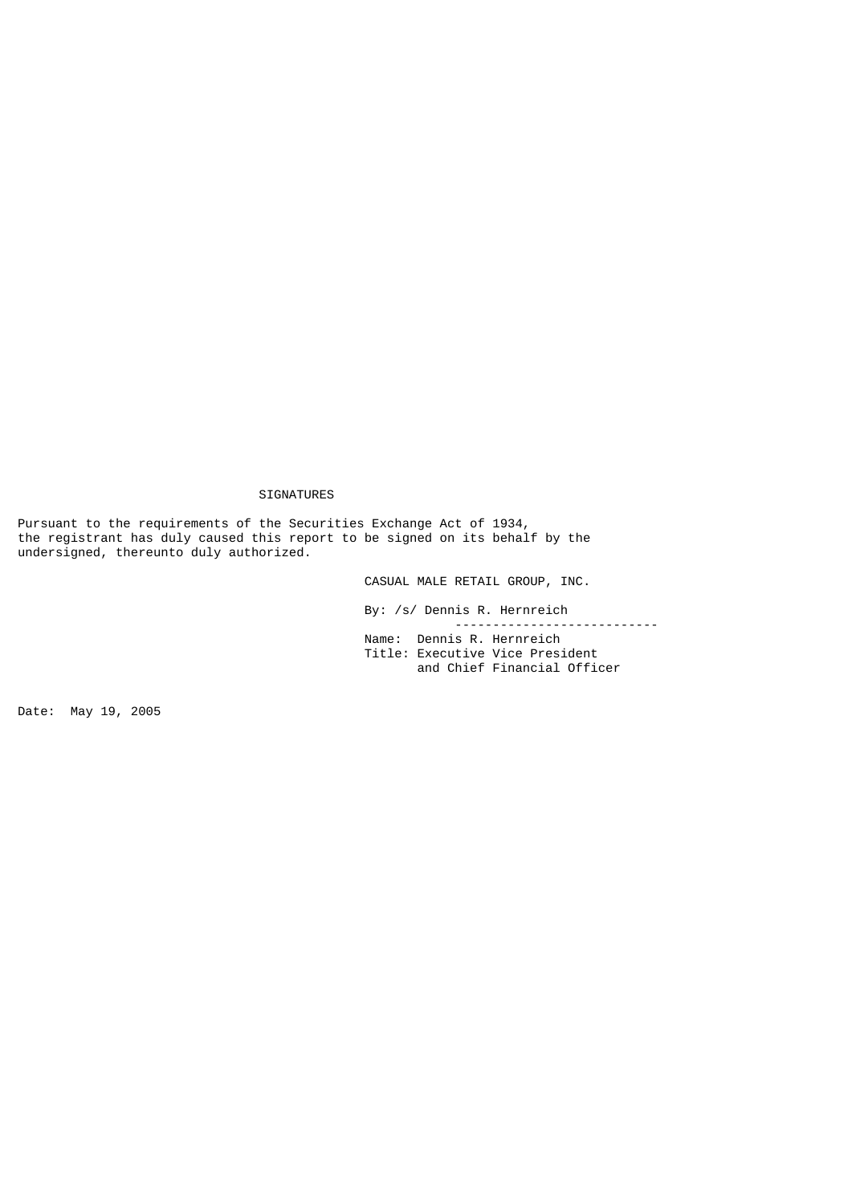## SIGNATURES

Pursuant to the requirements of the Securities Exchange Act of 1934, the registrant has duly caused this report to be signed on its behalf by the undersigned, thereunto duly authorized.

CASUAL MALE RETAIL GROUP, INC.

By: /s/ Dennis R. Hernreich

Name: Dennis R. Hernreich
Title: Executive Vice President and Chief Financial Officer

Date: May 19, 2005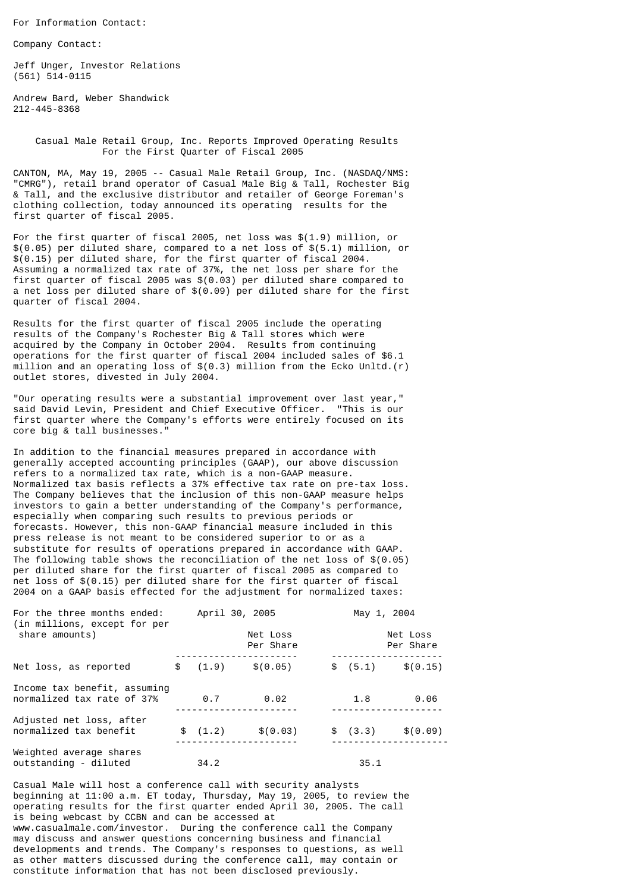For Information Contact:

Company Contact:

Jeff Unger, Investor Relations
(561) 514-0115

Andrew Bard, Weber Shandwick
212-445-8368

## Casual Male Retail Group, Inc. Reports Improved Operating Results For the First Quarter of Fiscal 2005

CANTON, MA, May 19, 2005 -- Casual Male Retail Group, Inc. (NASDAQ/NMS: "CMRG"), retail brand operator of Casual Male Big & Tall, Rochester Big & Tall, and the exclusive distributor and retailer of George Foreman's clothing collection, today announced its operating results for the first quarter of fiscal 2005.

For the first quarter of fiscal 2005, net loss was $(1.9) million, or $(0.05) per diluted share, compared to a net loss of $(5.1) million, or $(0.15) per diluted share, for the first quarter of fiscal 2004. Assuming a normalized tax rate of 37%, the net loss per share for the first quarter of fiscal 2005 was $(0.03) per diluted share compared to a net loss per diluted share of $(0.09) per diluted share for the first quarter of fiscal 2004.

Results for the first quarter of fiscal 2005 include the operating results of the Company's Rochester Big & Tall stores which were acquired by the Company in October 2004. Results from continuing operations for the first quarter of fiscal 2004 included sales of $6.1 million and an operating loss of $(0.3) million from the Ecko Unltd.(r) outlet stores, divested in July 2004.

"Our operating results were a substantial improvement over last year," said David Levin, President and Chief Executive Officer. "This is our first quarter where the Company's efforts were entirely focused on its core big & tall businesses."

In addition to the financial measures prepared in accordance with generally accepted accounting principles (GAAP), our above discussion refers to a normalized tax rate, which is a non-GAAP measure. Normalized tax basis reflects a 37% effective tax rate on pre-tax loss. The Company believes that the inclusion of this non-GAAP measure helps investors to gain a better understanding of the Company's performance, especially when comparing such results to previous periods or forecasts. However, this non-GAAP financial measure included in this press release is not meant to be considered superior to or as a substitute for results of operations prepared in accordance with GAAP. The following table shows the reconciliation of the net loss of $(0.05) per diluted share for the first quarter of fiscal 2005 as compared to net loss of $(0.15) per diluted share for the first quarter of fiscal 2004 on a GAAP basis effected for the adjustment for normalized taxes:

| For the three months ended: (in millions, except for per share amounts) | April 30, 2005 | | May 1, 2004 | |
|---|---|---|---|---|
| | | Net Loss Per Share | | Net Loss Per Share |
| Net loss, as reported | $ (1.9) | $(0.05) | $ (5.1) | $(0.15) |
| Income tax benefit, assuming normalized tax rate of 37% | 0.7 | 0.02 | 1.8 | 0.06 |
| Adjusted net loss, after normalized tax benefit | $ (1.2) | $(0.03) | $ (3.3) | $(0.09) |
| Weighted average shares outstanding - diluted | 34.2 | | 35.1 | |

Casual Male will host a conference call with security analysts beginning at 11:00 a.m. ET today, Thursday, May 19, 2005, to review the operating results for the first quarter ended April 30, 2005. The call is being webcast by CCBN and can be accessed at www.casualmale.com/investor. During the conference call the Company may discuss and answer questions concerning business and financial developments and trends. The Company's responses to questions, as well as other matters discussed during the conference call, may contain or constitute information that has not been disclosed previously.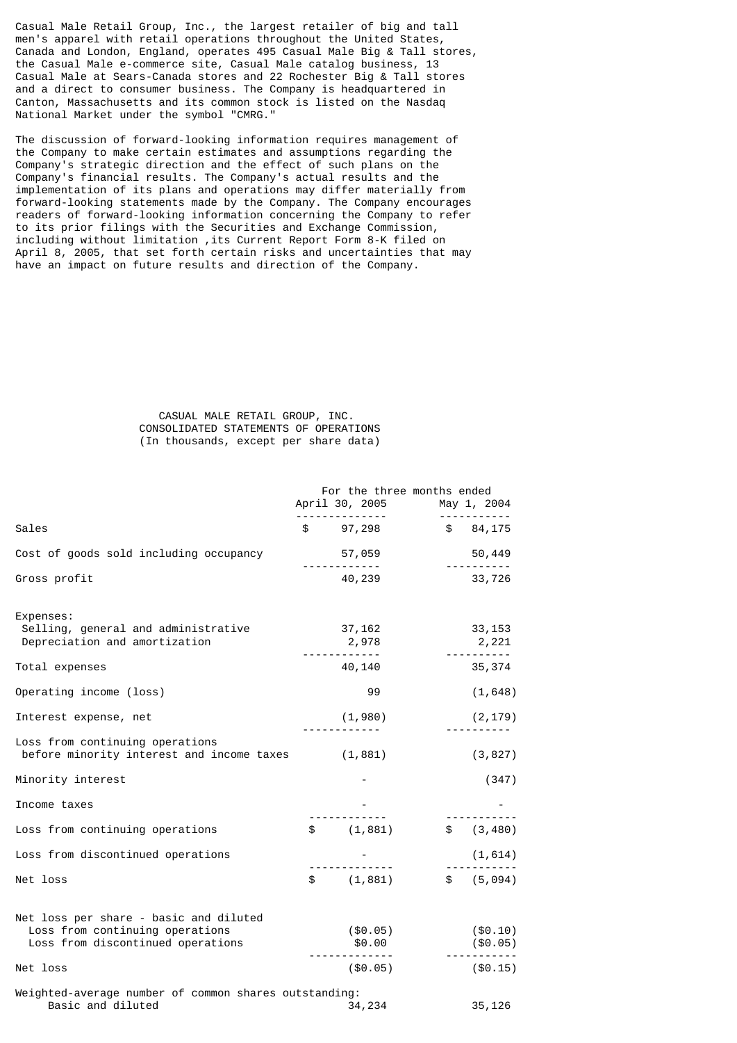Casual Male Retail Group, Inc., the largest retailer of big and tall men's apparel with retail operations throughout the United States, Canada and London, England, operates 495 Casual Male Big & Tall stores, the Casual Male e-commerce site, Casual Male catalog business, 13 Casual Male at Sears-Canada stores and 22 Rochester Big & Tall stores and a direct to consumer business. The Company is headquartered in Canton, Massachusetts and its common stock is listed on the Nasdaq National Market under the symbol "CMRG."

The discussion of forward-looking information requires management of the Company to make certain estimates and assumptions regarding the Company's strategic direction and the effect of such plans on the Company's financial results. The Company's actual results and the implementation of its plans and operations may differ materially from forward-looking statements made by the Company. The Company encourages readers of forward-looking information concerning the Company to refer to its prior filings with the Securities and Exchange Commission, including without limitation ,its Current Report Form 8-K filed on April 8, 2005, that set forth certain risks and uncertainties that may have an impact on future results and direction of the Company.

CASUAL MALE RETAIL GROUP, INC.
CONSOLIDATED STATEMENTS OF OPERATIONS
(In thousands, except per share data)

| | For the three months ended | |
|---|---|---|
| | April 30, 2005 | May 1, 2004 |
| Sales | $ 97,298 | $ 84,175 |
| Cost of goods sold including occupancy | 57,059 | 50,449 |
| Gross profit | 40,239 | 33,726 |
| Expenses: | | |
| Selling, general and administrative | 37,162 | 33,153 |
| Depreciation and amortization | 2,978 | 2,221 |
| Total expenses | 40,140 | 35,374 |
| Operating income (loss) | 99 | (1,648) |
| Interest expense, net | (1,980) | (2,179) |
| Loss from continuing operations before minority interest and income taxes | (1,881) | (3,827) |
| Minority interest | - | (347) |
| Income taxes | - | - |
| Loss from continuing operations | $ (1,881) | $ (3,480) |
| Loss from discontinued operations | - | (1,614) |
| Net loss | $ (1,881) | $ (5,094) |
| Net loss per share - basic and diluted | | |
| Loss from continuing operations | ($0.05) | ($0.10) |
| Loss from discontinued operations | $0.00 | ($0.05) |
| Net loss | ($0.05) | ($0.15) |
| Weighted-average number of common shares outstanding: | | |
| Basic and diluted | 34,234 | 35,126 |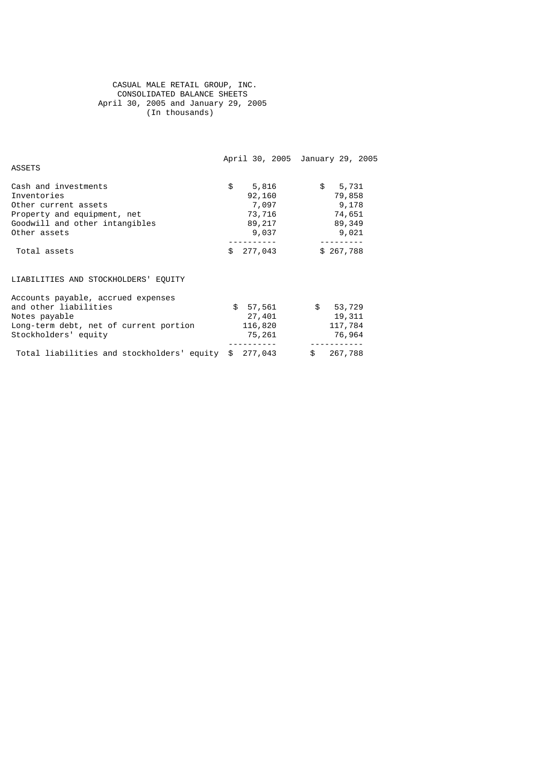CASUAL MALE RETAIL GROUP, INC.
CONSOLIDATED BALANCE SHEETS
April 30, 2005 and January 29, 2005
(In thousands)

| | April 30, 2005 | January 29, 2005 |
|---|---|---|
| ASSETS | | |
| Cash and investments | $ 5,816 | $ 5,731 |
| Inventories | 92,160 | 79,858 |
| Other current assets | 7,097 | 9,178 |
| Property and equipment, net | 73,716 | 74,651 |
| Goodwill and other intangibles | 89,217 | 89,349 |
| Other assets | 9,037 | 9,021 |
| Total assets | $ 277,043 | $ 267,788 |
| LIABILITIES AND STOCKHOLDERS' EQUITY | | |
| Accounts payable, accrued expenses and other liabilities | $ 57,561 | $ 53,729 |
| Notes payable | 27,401 | 19,311 |
| Long-term debt, net of current portion | 116,820 | 117,784 |
| Stockholders' equity | 75,261 | 76,964 |
| Total liabilities and stockholders' equity | $ 277,043 | $ 267,788 |